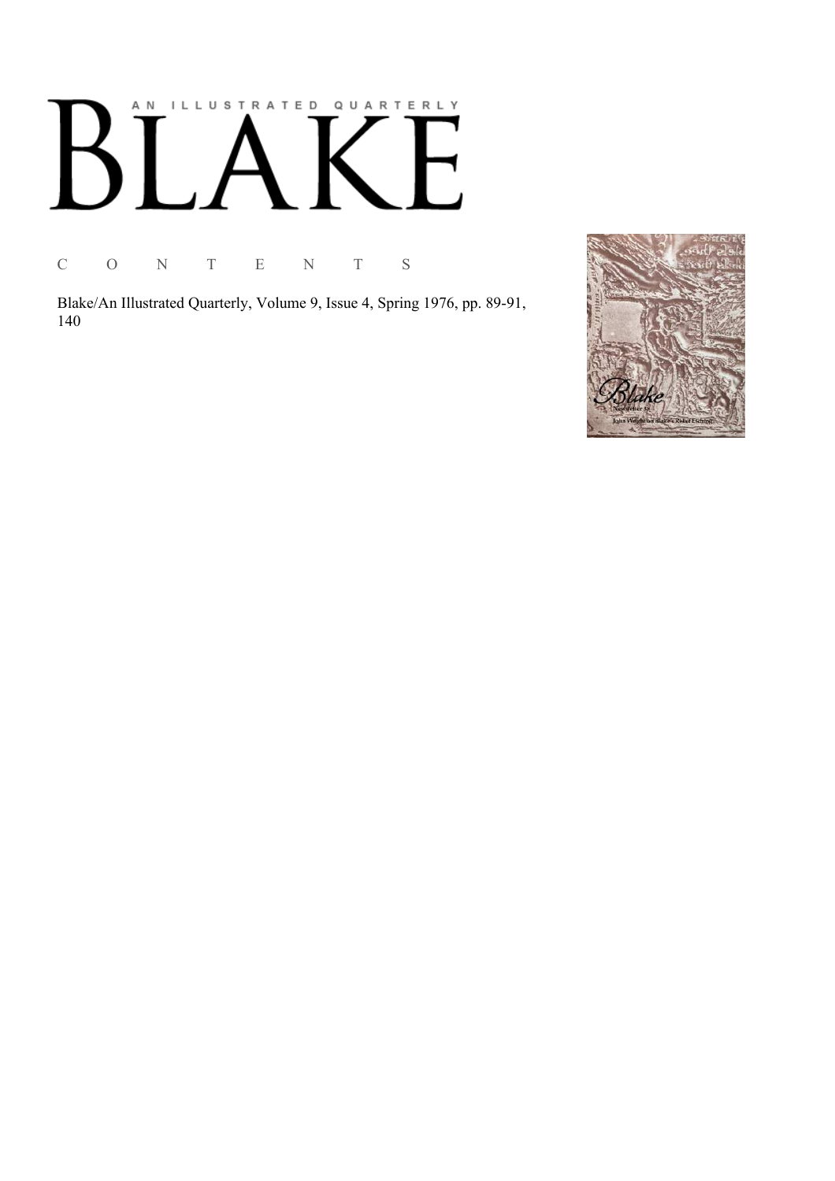# AN ILLUSTRATED QUARTERLY BLAKE

C O N T E N T S

Blake/An Illustrated Quarterly, Volume 9, Issue 4, Spring 1976, pp. 89-91, 140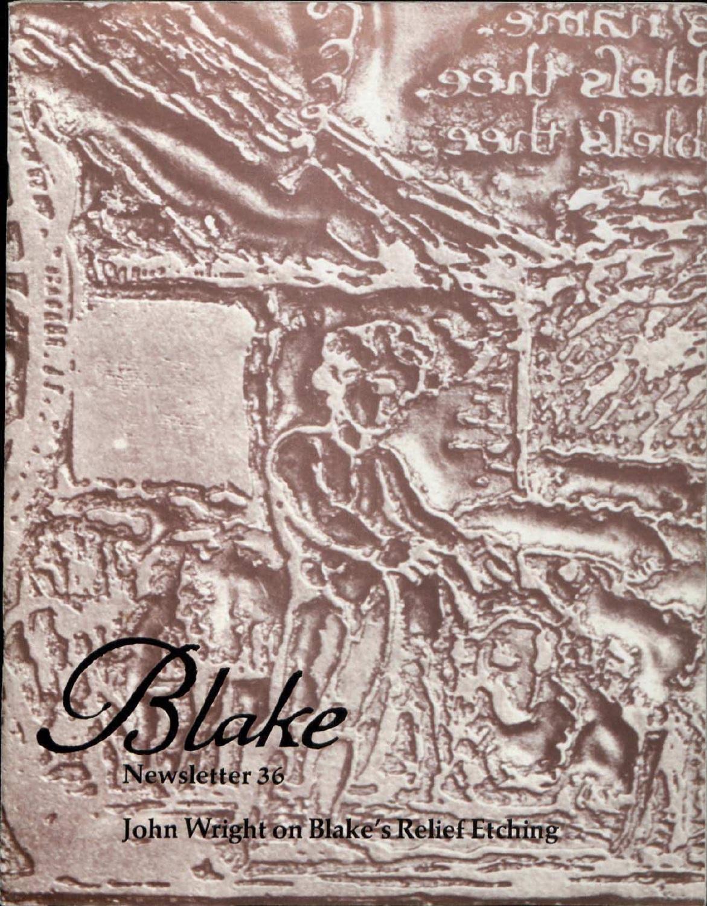# Blake

Newsletter 36

John Wright on Blake's Relief Etching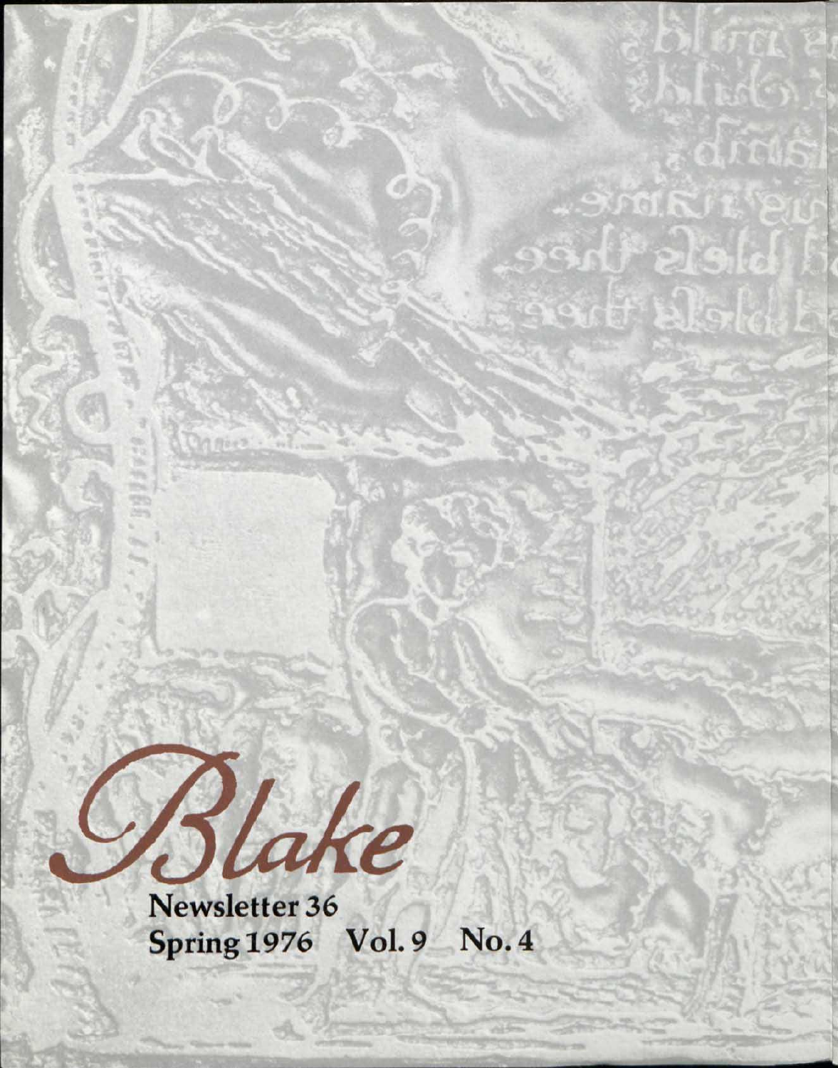# Blake

Newsletter 36
Spring 1976 Vol. 9 No. 4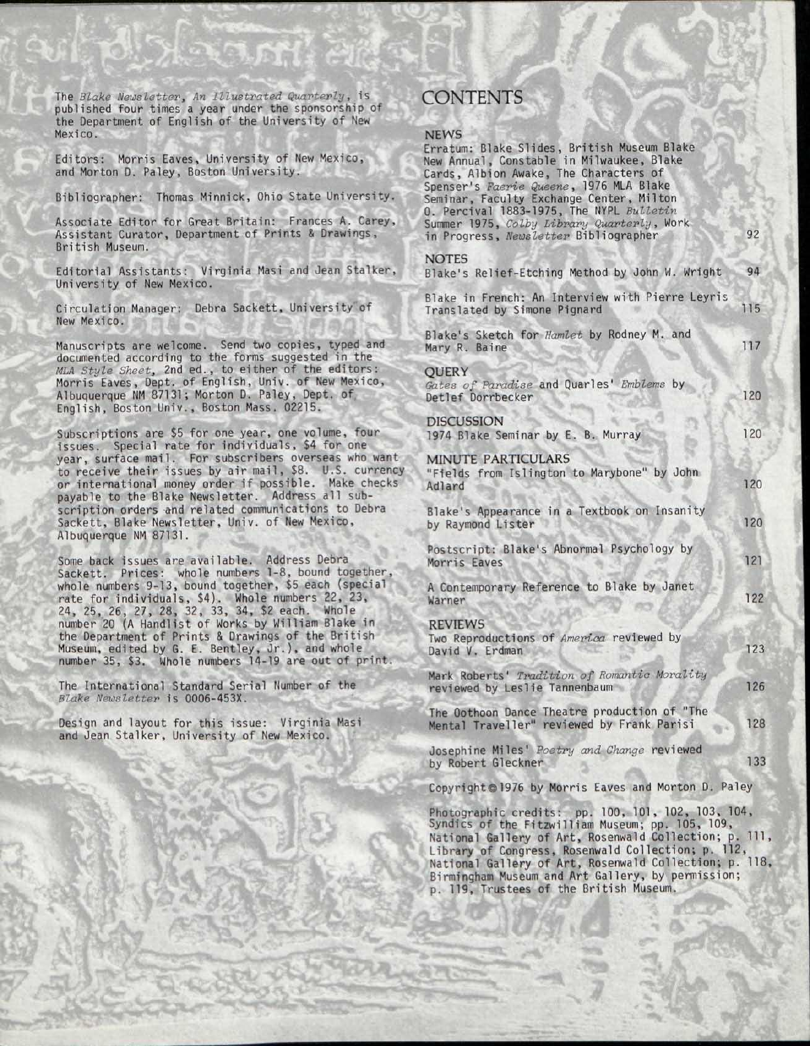The *Blake Newsletter, An Illustrated Quarterly*, is published four times a year under the sponsorship of the Department of English of the University of New Mexico.

Editors: Morris Eaves, University of New Mexico, and Morton D. Paley, Boston University.

Bibliographer: Thomas Minnick, Ohio State University.

Associate Editor for Great Britain: Frances A. Carey, Assistant Curator, Department of Prints & Drawings, British Museum.

Editorial Assistants: Virginia Masi and Jean Stalker, University of New Mexico.

Circulation Manager: Debra Sackett, University of New Mexico.

Manuscripts are welcome. Send two copies, typed and documented according to the forms suggested in the *MLA Style Sheet*, 2nd ed., to either of the editors: Morris Eaves, Dept. of English, Univ. of New Mexico, Albuquerque NM 87131; Morton D. Paley, Dept. of English, Boston Univ., Boston Mass. 02215.

Subscriptions are $5 for one year, one volume, four issues. Special rate for individuals, $4 for one year, surface mail. For subscribers overseas who want to receive their issues by air mail, $8. U.S. currency or international money order if possible. Make checks payable to the Blake Newsletter. Address all subscription orders and related communications to Debra Sackett, Blake Newsletter, Univ. of New Mexico, Albuquerque NM 87131.

Some back issues are available. Address Debra Sackett. Prices: whole numbers 1-8, bound together, whole numbers 9-13, bound together, $5 each (special rate for individuals, $4). Whole numbers 22, 23, 24, 25, 26, 27, 28, 32, 33, 34, $2 each. Whole number 20 (A Handlist of Works by William Blake in the Department of Prints & Drawings of the British Museum, edited by G. E. Bentley, Jr.), and whole number 35, $3. Whole numbers 14-19 are out of print.

The International Standard Serial Number of the *Blake Newsletter* is 0006-453X.

Design and layout for this issue: Virginia Masi and Jean Stalker, University of New Mexico.

# CONTENTS

## NEWS

Erratum: Blake Slides, British Museum Blake New Annual, Constable in Milwaukee, Blake Cards, Albion Awake, The Characters of Spenser's *Faerie Queene*, 1976 MLA Blake Seminar, Faculty Exchange Center, Milton O. Percival 1883-1975, The NYPL *Bulletin* Summer 1975, *Colby Library Quarterly*, Work in Progress, *Newsletter* Bibliographer — 92

## NOTES

Blake's Relief-Etching Method by John W. Wright — 94

Blake in French: An Interview with Pierre Leyris Translated by Simone Pignard — 115

Blake's Sketch for *Hamlet* by Rodney M. and Mary R. Baine — 117

## QUERY

*Gates of Paradise* and Quarles' *Emblems* by Detlef Dorrbecker — 120

## DISCUSSION

1974 Blake Seminar by E. B. Murray — 120

## MINUTE PARTICULARS

"Fields from Islington to Marybone" by John Adlard — 120

Blake's Appearance in a Textbook on Insanity by Raymond Lister — 120

Postscript: Blake's Abnormal Psychology by Morris Eaves — 121

A Contemporary Reference to Blake by Janet Warner — 122

## REVIEWS

Two Reproductions of *America* reviewed by David V. Erdman — 123

Mark Roberts' *Tradition of Romantic Morality* reviewed by Leslie Tannenbaum — 126

The Oothoon Dance Theatre production of "The Mental Traveller" reviewed by Frank Parisi — 128

Josephine Miles' *Poetry and Change* reviewed by Robert Gleckner — 133

Copyright © 1976 by Morris Eaves and Morton D. Paley

Photographic credits: pp. 100, 101, 102, 103, 104, Syndics of the Fitzwilliam Museum; pp. 105, 109, National Gallery of Art, Rosenwald Collection; p. 111, Library of Congress, Rosenwald Collection; p. 112, National Gallery of Art, Rosenwald Collection; p. 118, Birmingham Museum and Art Gallery, by permission; p. 119, Trustees of the British Museum.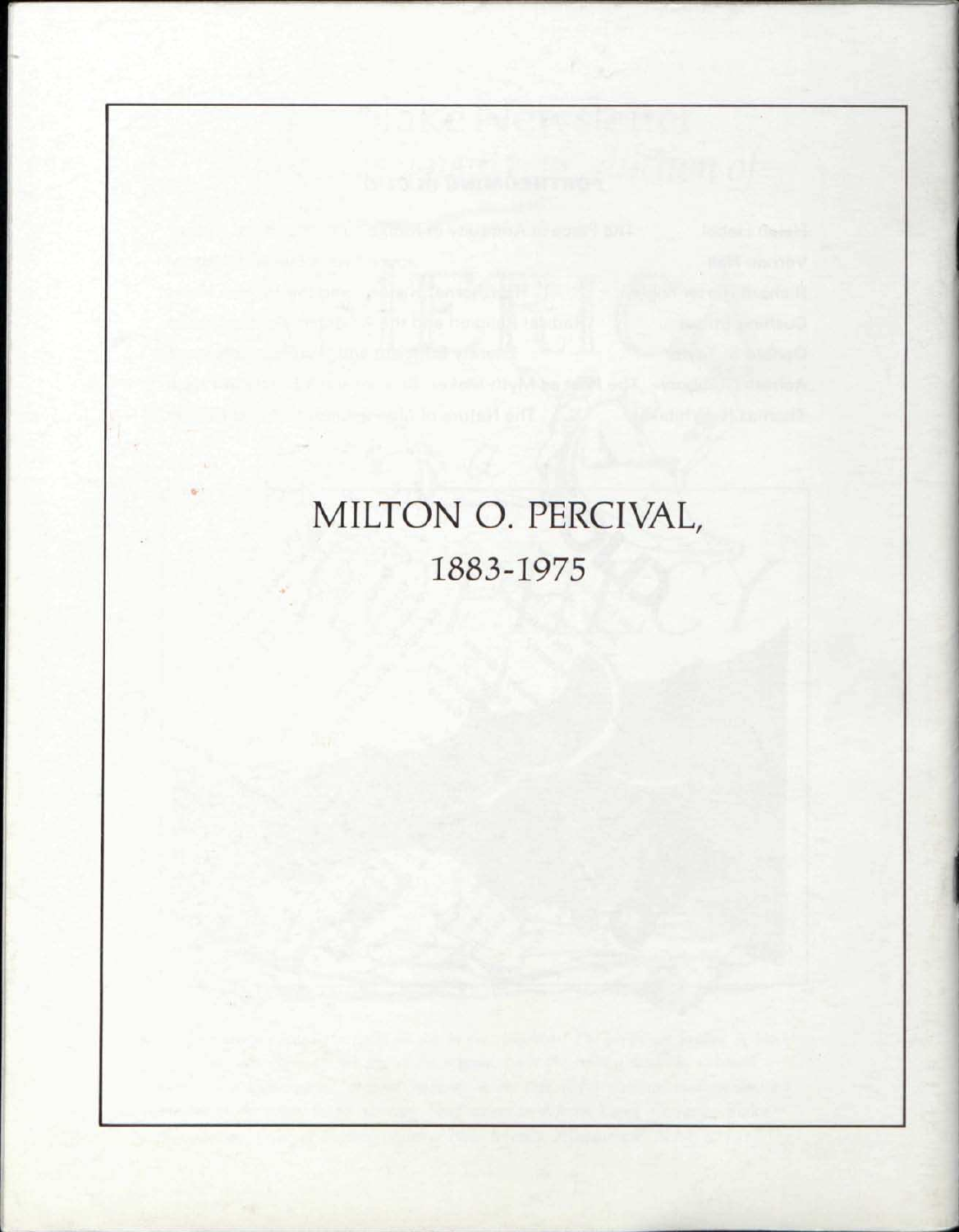# MILTON O. PERCIVAL,

1883-1975